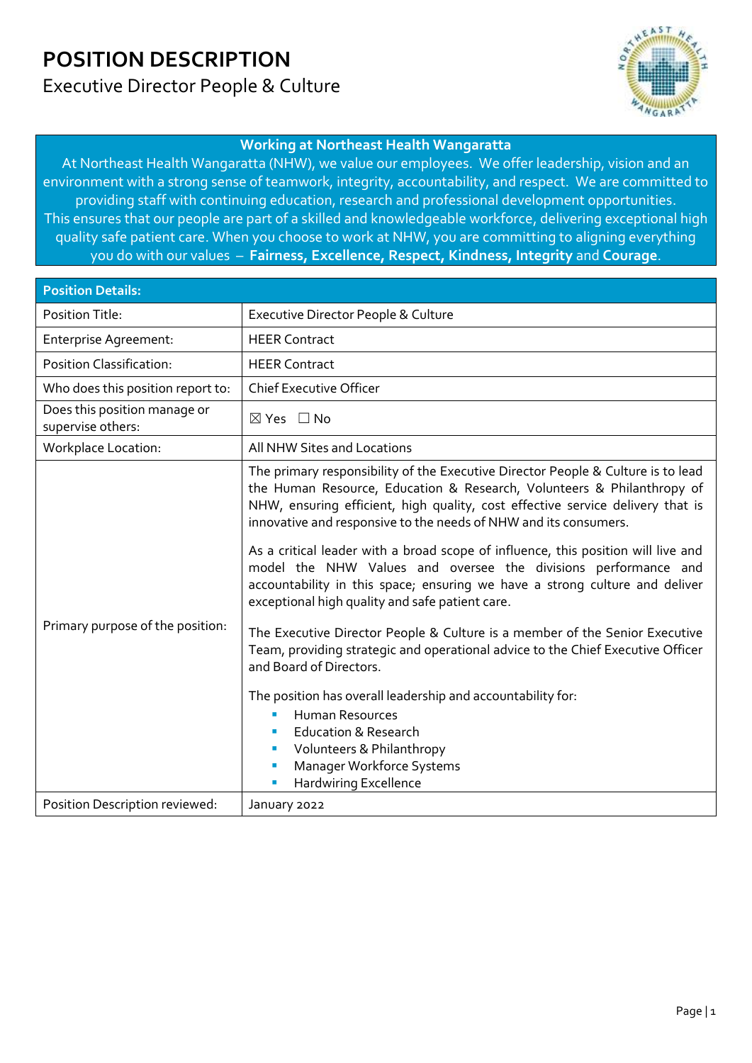# POSITION DESCRIPTION

## Executive Director People & Culture

| Working at Northeast Health Wangaratta |
|---|
| At Northeast Health Wangaratta (NHW), we value our employees. We offer leadership, vision and an environment with a strong sense of teamwork, integrity, accountability, and respect. We are committed to providing staff with continuing education, research and professional development opportunities. This ensures that our people are part of a skilled and knowledgeable workforce, delivering exceptional high quality safe patient care. When you choose to work at NHW, you are committing to aligning everything you do with our values – **Fairness, Excellence, Respect, Kindness, Integrity** and **Courage**. |

| Position Details: | |
|---|---|
| Position Title: | Executive Director People & Culture |
| Enterprise Agreement: | HEER Contract |
| Position Classification: | HEER Contract |
| Who does this position report to: | Chief Executive Officer |
| Does this position manage or supervise others: | ☒ Yes ☐ No |
| Workplace Location: | All NHW Sites and Locations |
| Primary purpose of the position: | The primary responsibility of the Executive Director People & Culture is to lead the Human Resource, Education & Research, Volunteers & Philanthropy of NHW, ensuring efficient, high quality, cost effective service delivery that is innovative and responsive to the needs of NHW and its consumers.<br><br>As a critical leader with a broad scope of influence, this position will live and model the NHW Values and oversee the divisions performance and accountability in this space; ensuring we have a strong culture and deliver exceptional high quality and safe patient care.<br><br>The Executive Director People & Culture is a member of the Senior Executive Team, providing strategic and operational advice to the Chief Executive Officer and Board of Directors.<br><br>The position has overall leadership and accountability for:<br>▪ Human Resources<br>▪ Education & Research<br>▪ Volunteers & Philanthropy<br>▪ Manager Workforce Systems<br>▪ Hardwiring Excellence |
| Position Description reviewed: | January 2022 |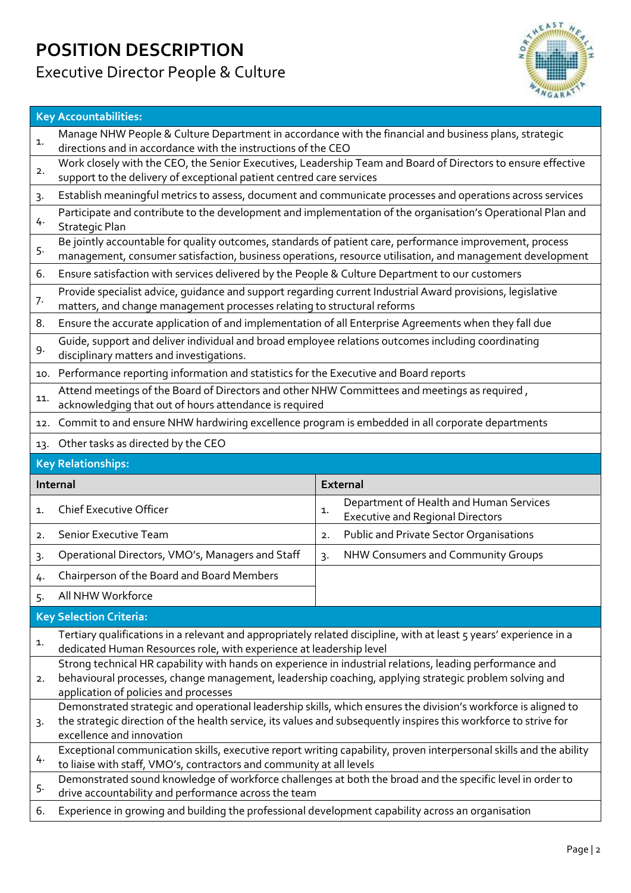# POSITION DESCRIPTION

## Executive Director People & Culture

| Key Accountabilities: | |
|---|---|
| 1. | Manage NHW People & Culture Department in accordance with the financial and business plans, strategic directions and in accordance with the instructions of the CEO |
| 2. | Work closely with the CEO, the Senior Executives, Leadership Team and Board of Directors to ensure effective support to the delivery of exceptional patient centred care services |
| 3. | Establish meaningful metrics to assess, document and communicate processes and operations across services |
| 4. | Participate and contribute to the development and implementation of the organisation's Operational Plan and Strategic Plan |
| 5. | Be jointly accountable for quality outcomes, standards of patient care, performance improvement, process management, consumer satisfaction, business operations, resource utilisation, and management development |
| 6. | Ensure satisfaction with services delivered by the People & Culture Department to our customers |
| 7. | Provide specialist advice, guidance and support regarding current Industrial Award provisions, legislative matters, and change management processes relating to structural reforms |
| 8. | Ensure the accurate application of and implementation of all Enterprise Agreements when they fall due |
| 9. | Guide, support and deliver individual and broad employee relations outcomes including coordinating disciplinary matters and investigations. |
| 10. | Performance reporting information and statistics for the Executive and Board reports |
| 11. | Attend meetings of the Board of Directors and other NHW Committees and meetings as required , acknowledging that out of hours attendance is required |
| 12. | Commit to and ensure NHW hardwiring excellence program is embedded in all corporate departments |
| 13. | Other tasks as directed by the CEO |

**Key Relationships:**

| Internal | External |
|---|---|
| 1. Chief Executive Officer | 1. Department of Health and Human Services Executive and Regional Directors |
| 2. Senior Executive Team | 2. Public and Private Sector Organisations |
| 3. Operational Directors, VMO's, Managers and Staff | 3. NHW Consumers and Community Groups |
| 4. Chairperson of the Board and Board Members | |
| 5. All NHW Workforce | |

| Key Selection Criteria: | |
|---|---|
| 1. | Tertiary qualifications in a relevant and appropriately related discipline, with at least 5 years' experience in a dedicated Human Resources role, with experience at leadership level |
| 2. | Strong technical HR capability with hands on experience in industrial relations, leading performance and behavioural processes, change management, leadership coaching, applying strategic problem solving and application of policies and processes |
| 3. | Demonstrated strategic and operational leadership skills, which ensures the division's workforce is aligned to the strategic direction of the health service, its values and subsequently inspires this workforce to strive for excellence and innovation |
| 4. | Exceptional communication skills, executive report writing capability, proven interpersonal skills and the ability to liaise with staff, VMO's, contractors and community at all levels |
| 5. | Demonstrated sound knowledge of workforce challenges at both the broad and the specific level in order to drive accountability and performance across the team |
| 6. | Experience in growing and building the professional development capability across an organisation |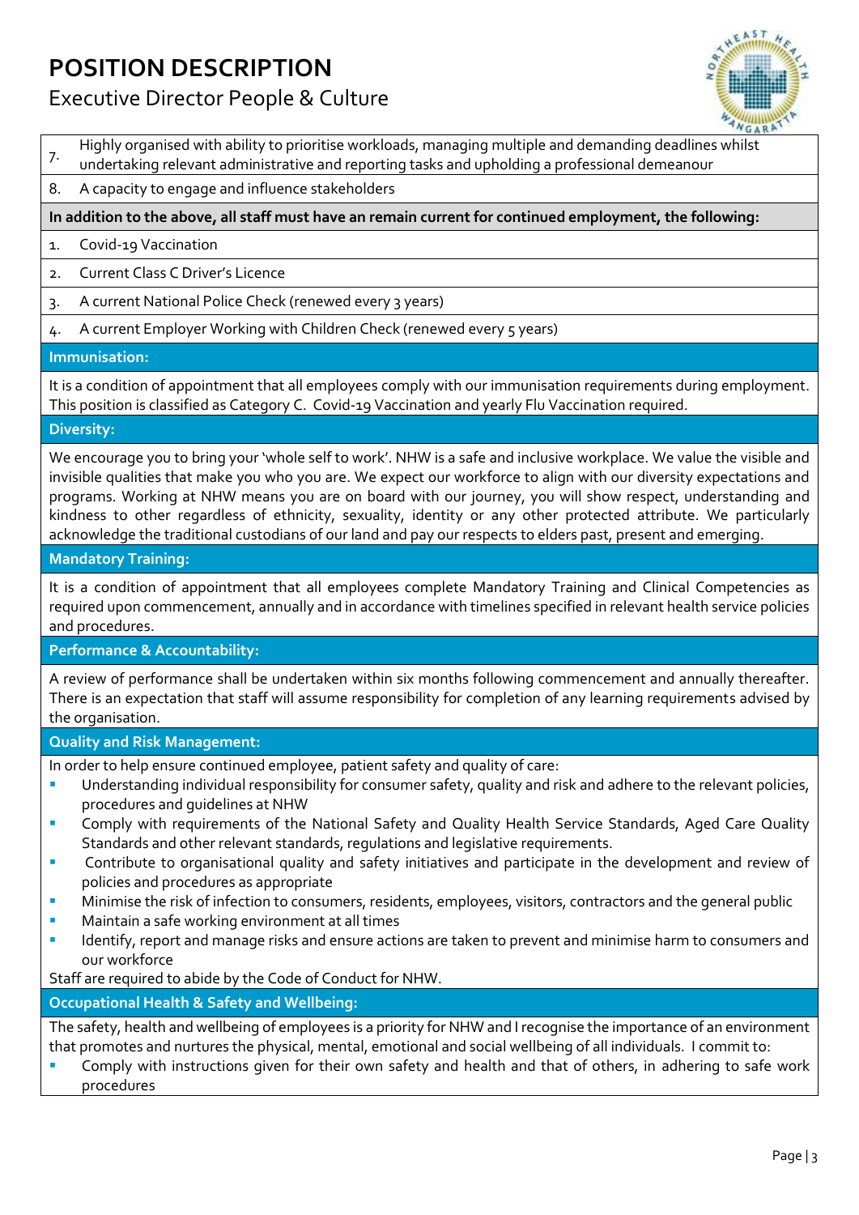7. Highly organised with ability to prioritise workloads, managing multiple and demanding deadlines whilst undertaking relevant administrative and reporting tasks and upholding a professional demeanour
8. A capacity to engage and influence stakeholders

**In addition to the above, all staff must have an remain current for continued employment, the following:**

1. Covid-19 Vaccination
2. Current Class C Driver's Licence
3. A current National Police Check (renewed every 3 years)
4. A current Employer Working with Children Check (renewed every 5 years)

## Immunisation:

It is a condition of appointment that all employees comply with our immunisation requirements during employment. This position is classified as Category C. Covid-19 Vaccination and yearly Flu Vaccination required.

## Diversity:

We encourage you to bring your 'whole self to work'. NHW is a safe and inclusive workplace. We value the visible and invisible qualities that make you who you are. We expect our workforce to align with our diversity expectations and programs. Working at NHW means you are on board with our journey, you will show respect, understanding and kindness to other regardless of ethnicity, sexuality, identity or any other protected attribute. We particularly acknowledge the traditional custodians of our land and pay our respects to elders past, present and emerging.

## Mandatory Training:

It is a condition of appointment that all employees complete Mandatory Training and Clinical Competencies as required upon commencement, annually and in accordance with timelines specified in relevant health service policies and procedures.

## Performance & Accountability:

A review of performance shall be undertaken within six months following commencement and annually thereafter. There is an expectation that staff will assume responsibility for completion of any learning requirements advised by the organisation.

## Quality and Risk Management:

In order to help ensure continued employee, patient safety and quality of care:

- Understanding individual responsibility for consumer safety, quality and risk and adhere to the relevant policies, procedures and guidelines at NHW
- Comply with requirements of the National Safety and Quality Health Service Standards, Aged Care Quality Standards and other relevant standards, regulations and legislative requirements.
- Contribute to organisational quality and safety initiatives and participate in the development and review of policies and procedures as appropriate
- Minimise the risk of infection to consumers, residents, employees, visitors, contractors and the general public
- Maintain a safe working environment at all times
- Identify, report and manage risks and ensure actions are taken to prevent and minimise harm to consumers and our workforce

Staff are required to abide by the Code of Conduct for NHW.

## Occupational Health & Safety and Wellbeing:

The safety, health and wellbeing of employees is a priority for NHW and I recognise the importance of an environment that promotes and nurtures the physical, mental, emotional and social wellbeing of all individuals. I commit to:

- Comply with instructions given for their own safety and health and that of others, in adhering to safe work procedures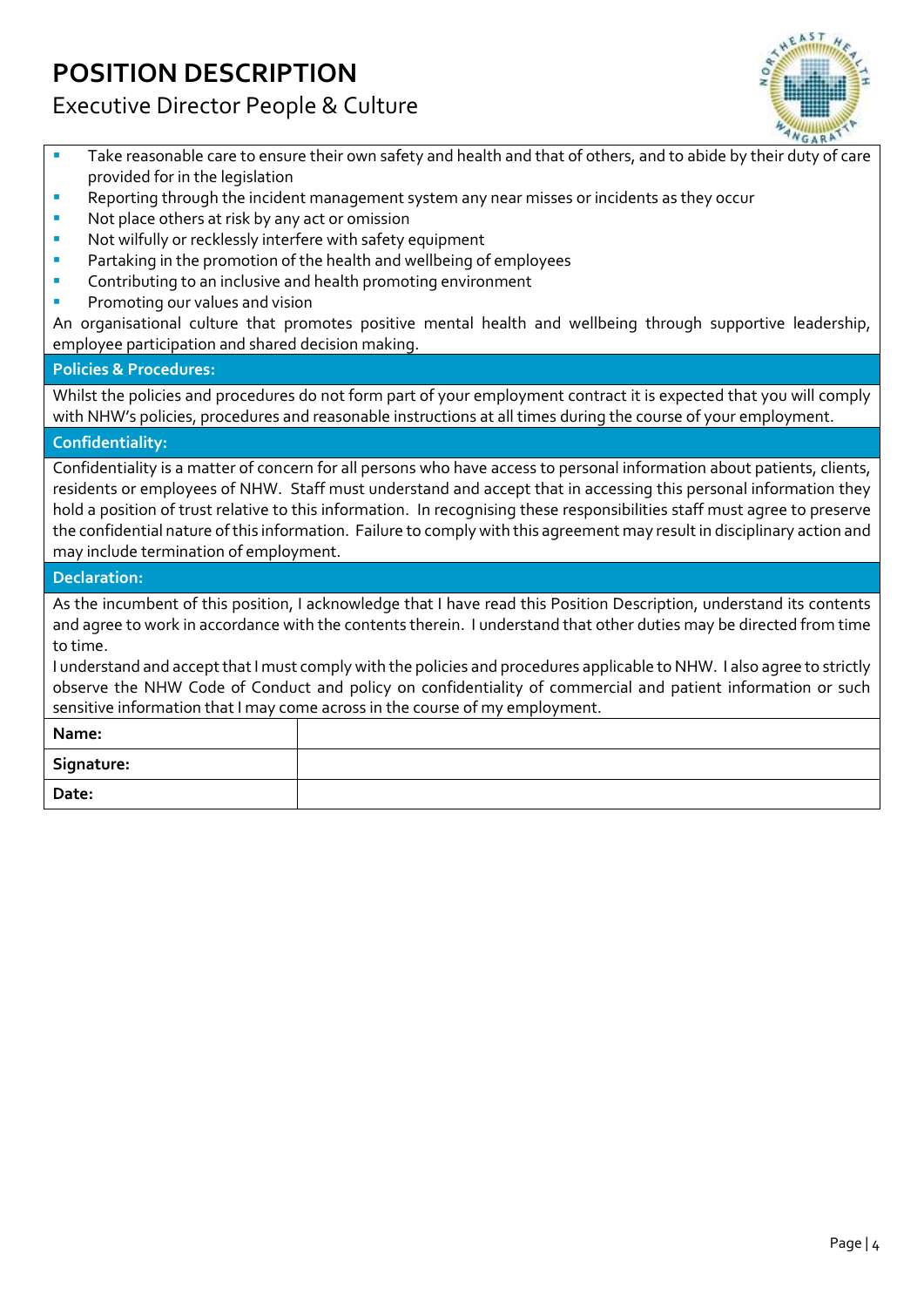- Take reasonable care to ensure their own safety and health and that of others, and to abide by their duty of care provided for in the legislation
- Reporting through the incident management system any near misses or incidents as they occur
- Not place others at risk by any act or omission
- Not wilfully or recklessly interfere with safety equipment
- Partaking in the promotion of the health and wellbeing of employees
- Contributing to an inclusive and health promoting environment
- Promoting our values and vision

An organisational culture that promotes positive mental health and wellbeing through supportive leadership, employee participation and shared decision making.

**Policies & Procedures:**

Whilst the policies and procedures do not form part of your employment contract it is expected that you will comply with NHW's policies, procedures and reasonable instructions at all times during the course of your employment.

**Confidentiality:**

Confidentiality is a matter of concern for all persons who have access to personal information about patients, clients, residents or employees of NHW. Staff must understand and accept that in accessing this personal information they hold a position of trust relative to this information. In recognising these responsibilities staff must agree to preserve the confidential nature of this information. Failure to comply with this agreement may result in disciplinary action and may include termination of employment.

**Declaration:**

As the incumbent of this position, I acknowledge that I have read this Position Description, understand its contents and agree to work in accordance with the contents therein. I understand that other duties may be directed from time to time.

I understand and accept that I must comply with the policies and procedures applicable to NHW. I also agree to strictly observe the NHW Code of Conduct and policy on confidentiality of commercial and patient information or such sensitive information that I may come across in the course of my employment.

| | |
|---|---|
| **Name:** | |
| **Signature:** | |
| **Date:** | |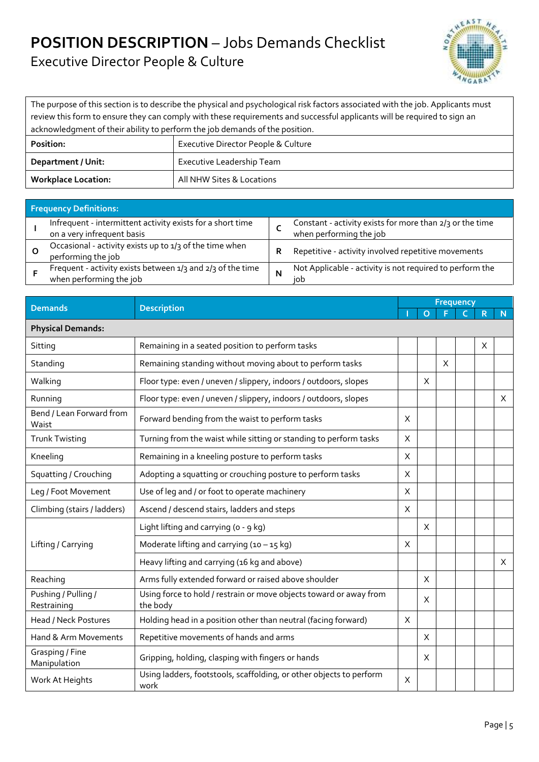# POSITION DESCRIPTION – Jobs Demands Checklist

## Executive Director People & Culture

| The purpose of this section is to describe the physical and psychological risk factors associated with the job. Applicants must review this form to ensure they can comply with these requirements and successful applicants will be required to sign an acknowledgment of their ability to perform the job demands of the position. | |
|---|---|
| **Position:** | Executive Director People & Culture |
| **Department / Unit:** | Executive Leadership Team |
| **Workplace Location:** | All NHW Sites & Locations |

| **Frequency Definitions:** | | | |
|---|---|---|---|
| **I** | Infrequent - intermittent activity exists for a short time on a very infrequent basis | **C** | Constant - activity exists for more than 2/3 or the time when performing the job |
| **O** | Occasional - activity exists up to 1/3 of the time when performing the job | **R** | Repetitive - activity involved repetitive movements |
| **F** | Frequent - activity exists between 1/3 and 2/3 of the time when performing the job | **N** | Not Applicable - activity is not required to perform the job |

| Demands | Description | Frequency | | | | | |
|---|---|---|---|---|---|---|---|
| | | I | O | F | C | R | N |
| **Physical Demands:** | | | | | | | |
| Sitting | Remaining in a seated position to perform tasks | | | | | X | |
| Standing | Remaining standing without moving about to perform tasks | | | X | | | |
| Walking | Floor type: even / uneven / slippery, indoors / outdoors, slopes | | X | | | | |
| Running | Floor type: even / uneven / slippery, indoors / outdoors, slopes | | | | | | X |
| Bend / Lean Forward from Waist | Forward bending from the waist to perform tasks | X | | | | | |
| Trunk Twisting | Turning from the waist while sitting or standing to perform tasks | X | | | | | |
| Kneeling | Remaining in a kneeling posture to perform tasks | X | | | | | |
| Squatting / Crouching | Adopting a squatting or crouching posture to perform tasks | X | | | | | |
| Leg / Foot Movement | Use of leg and / or foot to operate machinery | X | | | | | |
| Climbing (stairs / ladders) | Ascend / descend stairs, ladders and steps | X | | | | | |
| Lifting / Carrying | Light lifting and carrying (0 - 9 kg) | | X | | | | |
| | Moderate lifting and carrying (10 – 15 kg) | X | | | | | |
| | Heavy lifting and carrying (16 kg and above) | | | | | | X |
| Reaching | Arms fully extended forward or raised above shoulder | | X | | | | |
| Pushing / Pulling / Restraining | Using force to hold / restrain or move objects toward or away from the body | | X | | | | |
| Head / Neck Postures | Holding head in a position other than neutral (facing forward) | X | | | | | |
| Hand & Arm Movements | Repetitive movements of hands and arms | | X | | | | |
| Grasping / Fine Manipulation | Gripping, holding, clasping with fingers or hands | | X | | | | |
| Work At Heights | Using ladders, footstools, scaffolding, or other objects to perform work | X | | | | | |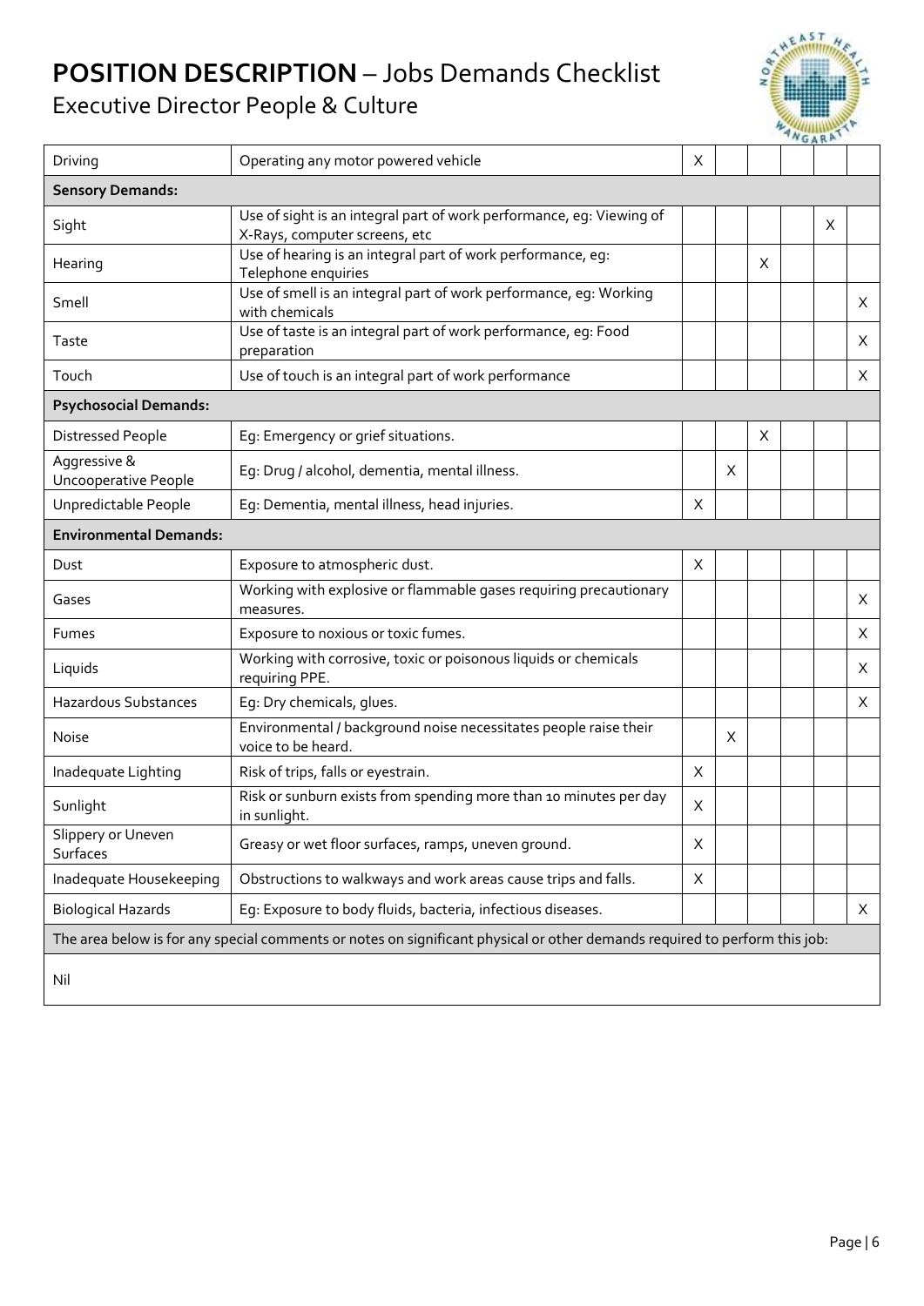# POSITION DESCRIPTION – Jobs Demands Checklist

Executive Director People & Culture

| | | | | | | | |
|---|---|---|---|---|---|---|---|
| Driving | Operating any motor powered vehicle | X | | | | | |
| **Sensory Demands:** | | | | | | | |
| Sight | Use of sight is an integral part of work performance, eg: Viewing of X-Rays, computer screens, etc | | | | | X | |
| Hearing | Use of hearing is an integral part of work performance, eg: Telephone enquiries | | | X | | | |
| Smell | Use of smell is an integral part of work performance, eg: Working with chemicals | | | | | | X |
| Taste | Use of taste is an integral part of work performance, eg: Food preparation | | | | | | X |
| Touch | Use of touch is an integral part of work performance | | | | | | X |
| **Psychosocial Demands:** | | | | | | | |
| Distressed People | Eg: Emergency or grief situations. | | | X | | | |
| Aggressive & Uncooperative People | Eg: Drug / alcohol, dementia, mental illness. | | X | | | | |
| Unpredictable People | Eg: Dementia, mental illness, head injuries. | X | | | | | |
| **Environmental Demands:** | | | | | | | |
| Dust | Exposure to atmospheric dust. | X | | | | | |
| Gases | Working with explosive or flammable gases requiring precautionary measures. | | | | | | X |
| Fumes | Exposure to noxious or toxic fumes. | | | | | | X |
| Liquids | Working with corrosive, toxic or poisonous liquids or chemicals requiring PPE. | | | | | | X |
| Hazardous Substances | Eg: Dry chemicals, glues. | | | | | | X |
| Noise | Environmental / background noise necessitates people raise their voice to be heard. | | X | | | | |
| Inadequate Lighting | Risk of trips, falls or eyestrain. | X | | | | | |
| Sunlight | Risk or sunburn exists from spending more than 10 minutes per day in sunlight. | X | | | | | |
| Slippery or Uneven Surfaces | Greasy or wet floor surfaces, ramps, uneven ground. | X | | | | | |
| Inadequate Housekeeping | Obstructions to walkways and work areas cause trips and falls. | X | | | | | |
| Biological Hazards | Eg: Exposure to body fluids, bacteria, infectious diseases. | | | | | | X |

The area below is for any special comments or notes on significant physical or other demands required to perform this job:

Nil